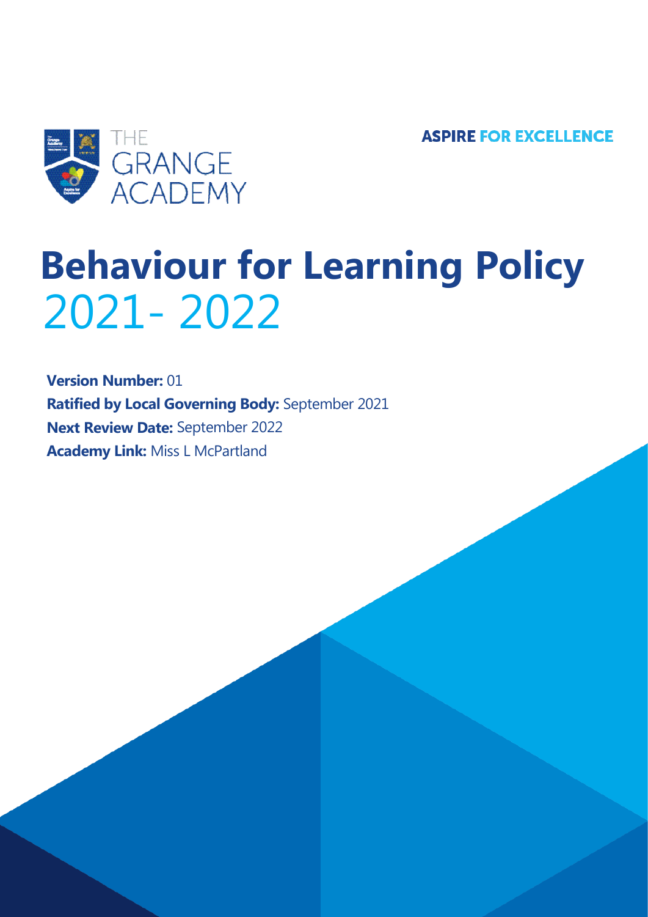THE GRANGE ACADEMY

**ASPIRE FOR EXCELLENCE**

# Behavior for Learning Policy 2021- 2022

**Version Number:** 01
**Ratified by Local Governing Body:** September 2021
**Next Review Date:** September 2022
**Academy Link:** Miss L McPartland

THE GRANGE ACADEMY

**ASPIRE FOR EXCELLENCE**

# Behaviour for Learning Policy 2021- 2022

**Version Number:** 01
**Ratified by Local Governing Body:** September 2021
**Next Review Date:** September 2022
**Academy Link:** Miss L McPartland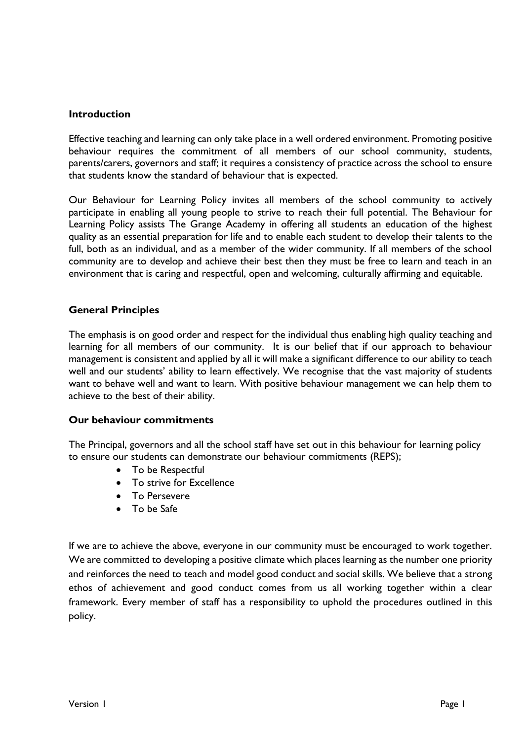## Introduction

Effective teaching and learning can only take place in a well ordered environment. Promoting positive behaviour requires the commitment of all members of our school community, students, parents/carers, governors and staff; it requires a consistency of practice across the school to ensure that students know the standard of behaviour that is expected.

Our Behaviour for Learning Policy invites all members of the school community to actively participate in enabling all young people to strive to reach their full potential. The Behaviour for Learning Policy assists The Grange Academy in offering all students an education of the highest quality as an essential preparation for life and to enable each student to develop their talents to the full, both as an individual, and as a member of the wider community. If all members of the school community are to develop and achieve their best then they must be free to learn and teach in an environment that is caring and respectful, open and welcoming, culturally affirming and equitable.

## General Principles

The emphasis is on good order and respect for the individual thus enabling high quality teaching and learning for all members of our community. It is our belief that if our approach to behaviour management is consistent and applied by all it will make a significant difference to our ability to teach well and our students' ability to learn effectively. We recognise that the vast majority of students want to behave well and want to learn. With positive behaviour management we can help them to achieve to the best of their ability.

### Our behaviour commitments

The Principal, governors and all the school staff have set out in this behaviour for learning policy to ensure our students can demonstrate our behaviour commitments (REPS);

- To be Respectful
- To strive for Excellence
- To Persevere
- To be Safe

If we are to achieve the above, everyone in our community must be encouraged to work together. We are committed to developing a positive climate which places learning as the number one priority and reinforces the need to teach and model good conduct and social skills. We believe that a strong ethos of achievement and good conduct comes from us all working together within a clear framework. Every member of staff has a responsibility to uphold the procedures outlined in this policy.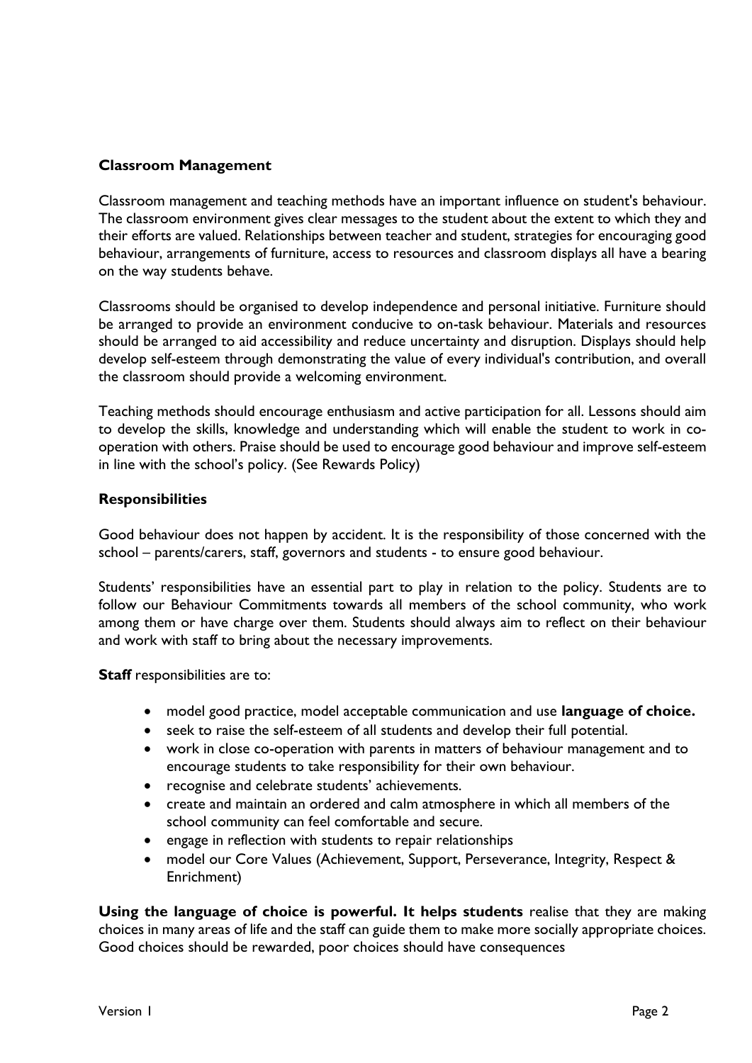## Classroom Management

Classroom management and teaching methods have an important influence on student's behaviour. The classroom environment gives clear messages to the student about the extent to which they and their efforts are valued. Relationships between teacher and student, strategies for encouraging good behaviour, arrangements of furniture, access to resources and classroom displays all have a bearing on the way students behave.

Classrooms should be organised to develop independence and personal initiative. Furniture should be arranged to provide an environment conducive to on-task behaviour. Materials and resources should be arranged to aid accessibility and reduce uncertainty and disruption. Displays should help develop self-esteem through demonstrating the value of every individual's contribution, and overall the classroom should provide a welcoming environment.

Teaching methods should encourage enthusiasm and active participation for all. Lessons should aim to develop the skills, knowledge and understanding which will enable the student to work in co-operation with others. Praise should be used to encourage good behaviour and improve self-esteem in line with the school's policy. (See Rewards Policy)

## Responsibilities

Good behaviour does not happen by accident. It is the responsibility of those concerned with the school – parents/carers, staff, governors and students - to ensure good behaviour.

Students' responsibilities have an essential part to play in relation to the policy. Students are to follow our Behaviour Commitments towards all members of the school community, who work among them or have charge over them. Students should always aim to reflect on their behaviour and work with staff to bring about the necessary improvements.

**Staff** responsibilities are to:

- model good practice, model acceptable communication and use **language of choice.**
- seek to raise the self-esteem of all students and develop their full potential.
- work in close co-operation with parents in matters of behaviour management and to encourage students to take responsibility for their own behaviour.
- recognise and celebrate students' achievements.
- create and maintain an ordered and calm atmosphere in which all members of the school community can feel comfortable and secure.
- engage in reflection with students to repair relationships
- model our Core Values (Achievement, Support, Perseverance, Integrity, Respect & Enrichment)

**Using the language of choice is powerful. It helps students** realise that they are making choices in many areas of life and the staff can guide them to make more socially appropriate choices. Good choices should be rewarded, poor choices should have consequences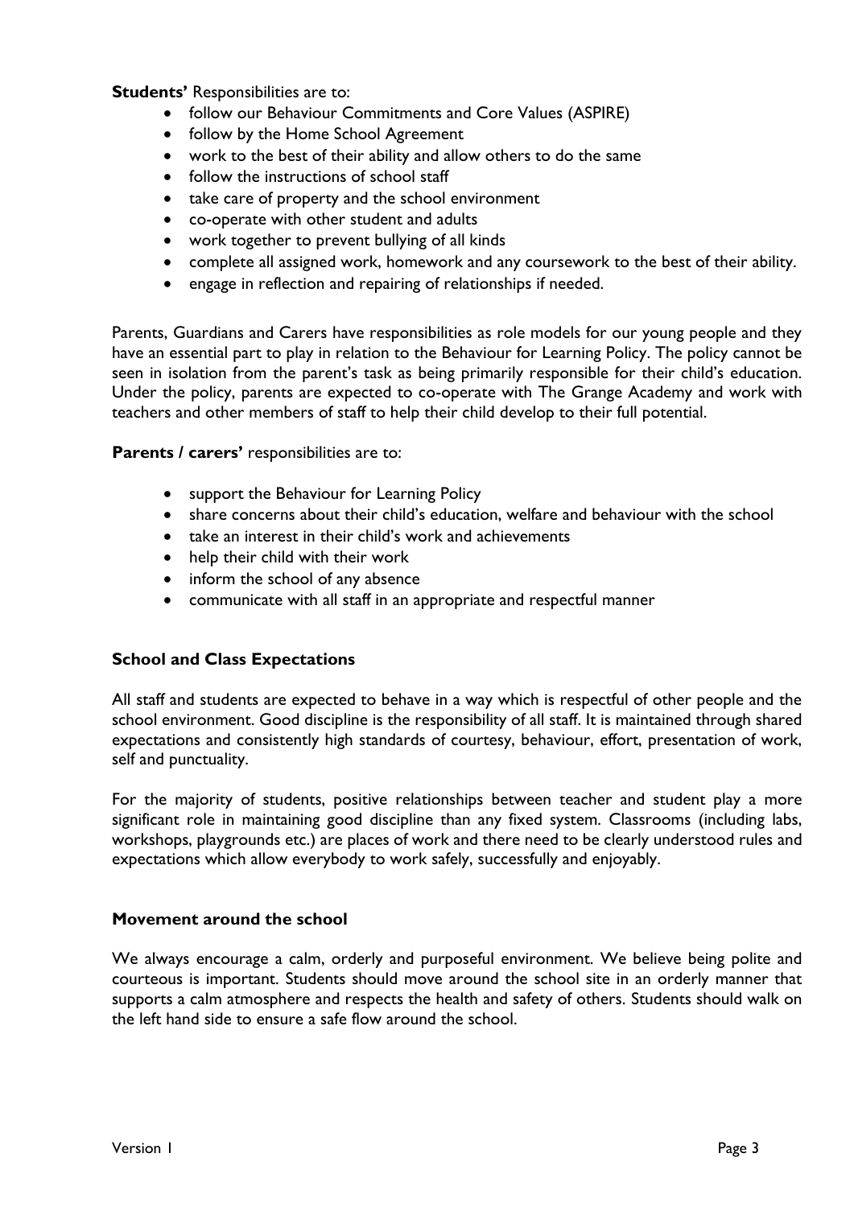**Students'** Responsibilities are to:

- follow our Behaviour Commitments and Core Values (ASPIRE)
- follow by the Home School Agreement
- work to the best of their ability and allow others to do the same
- follow the instructions of school staff
- take care of property and the school environment
- co-operate with other student and adults
- work together to prevent bullying of all kinds
- complete all assigned work, homework and any coursework to the best of their ability.
- engage in reflection and repairing of relationships if needed.

Parents, Guardians and Carers have responsibilities as role models for our young people and they have an essential part to play in relation to the Behaviour for Learning Policy. The policy cannot be seen in isolation from the parent's task as being primarily responsible for their child's education. Under the policy, parents are expected to co-operate with The Grange Academy and work with teachers and other members of staff to help their child develop to their full potential.

**Parents / carers'** responsibilities are to:

- support the Behaviour for Learning Policy
- share concerns about their child's education, welfare and behaviour with the school
- take an interest in their child's work and achievements
- help their child with their work
- inform the school of any absence
- communicate with all staff in an appropriate and respectful manner

### School and Class Expectations

All staff and students are expected to behave in a way which is respectful of other people and the school environment. Good discipline is the responsibility of all staff. It is maintained through shared expectations and consistently high standards of courtesy, behaviour, effort, presentation of work, self and punctuality.

For the majority of students, positive relationships between teacher and student play a more significant role in maintaining good discipline than any fixed system. Classrooms (including labs, workshops, playgrounds etc.) are places of work and there need to be clearly understood rules and expectations which allow everybody to work safely, successfully and enjoyably.

### Movement around the school

We always encourage a calm, orderly and purposeful environment. We believe being polite and courteous is important. Students should move around the school site in an orderly manner that supports a calm atmosphere and respects the health and safety of others. Students should walk on the left hand side to ensure a safe flow around the school.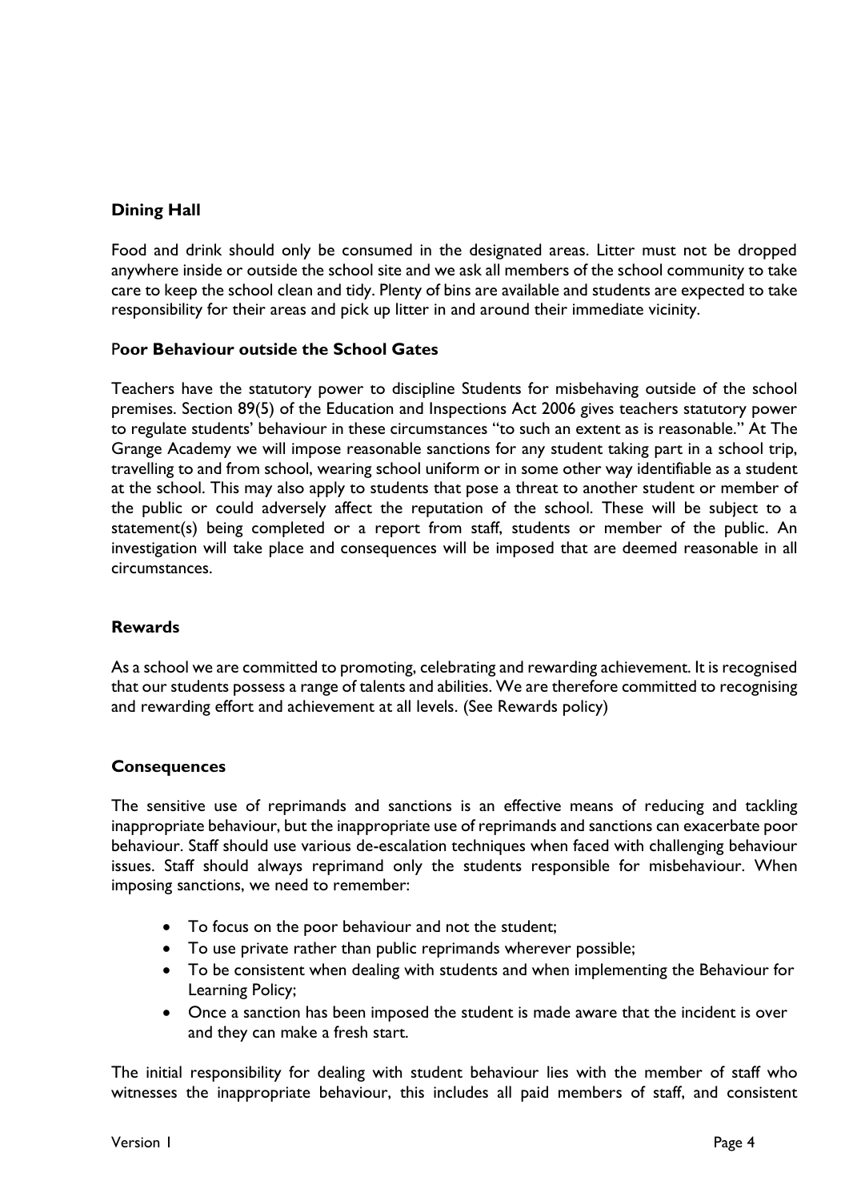## Dining Hall

Food and drink should only be consumed in the designated areas. Litter must not be dropped anywhere inside or outside the school site and we ask all members of the school community to take care to keep the school clean and tidy. Plenty of bins are available and students are expected to take responsibility for their areas and pick up litter in and around their immediate vicinity.

## Poor Behaviour outside the School Gates

Teachers have the statutory power to discipline Students for misbehaving outside of the school premises. Section 89(5) of the Education and Inspections Act 2006 gives teachers statutory power to regulate students' behaviour in these circumstances "to such an extent as is reasonable." At The Grange Academy we will impose reasonable sanctions for any student taking part in a school trip, travelling to and from school, wearing school uniform or in some other way identifiable as a student at the school. This may also apply to students that pose a threat to another student or member of the public or could adversely affect the reputation of the school. These will be subject to a statement(s) being completed or a report from staff, students or member of the public. An investigation will take place and consequences will be imposed that are deemed reasonable in all circumstances.

## Rewards

As a school we are committed to promoting, celebrating and rewarding achievement. It is recognised that our students possess a range of talents and abilities. We are therefore committed to recognising and rewarding effort and achievement at all levels. (See Rewards policy)

## Consequences

The sensitive use of reprimands and sanctions is an effective means of reducing and tackling inappropriate behaviour, but the inappropriate use of reprimands and sanctions can exacerbate poor behaviour. Staff should use various de-escalation techniques when faced with challenging behaviour issues. Staff should always reprimand only the students responsible for misbehaviour. When imposing sanctions, we need to remember:

- To focus on the poor behaviour and not the student;
- To use private rather than public reprimands wherever possible;
- To be consistent when dealing with students and when implementing the Behaviour for Learning Policy;
- Once a sanction has been imposed the student is made aware that the incident is over and they can make a fresh start.

The initial responsibility for dealing with student behaviour lies with the member of staff who witnesses the inappropriate behaviour, this includes all paid members of staff, and consistent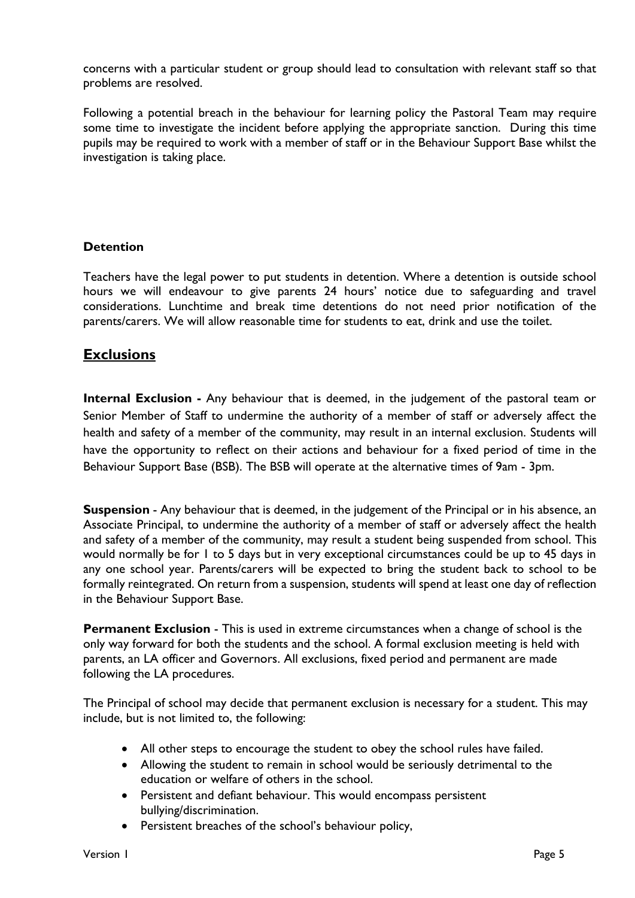concerns with a particular student or group should lead to consultation with relevant staff so that problems are resolved.

Following a potential breach in the behaviour for learning policy the Pastoral Team may require some time to investigate the incident before applying the appropriate sanction. During this time pupils may be required to work with a member of staff or in the Behaviour Support Base whilst the investigation is taking place.

**Detention**

Teachers have the legal power to put students in detention. Where a detention is outside school hours we will endeavour to give parents 24 hours' notice due to safeguarding and travel considerations. Lunchtime and break time detentions do not need prior notification of the parents/carers. We will allow reasonable time for students to eat, drink and use the toilet.

## Exclusions

**Internal Exclusion -** Any behaviour that is deemed, in the judgement of the pastoral team or Senior Member of Staff to undermine the authority of a member of staff or adversely affect the health and safety of a member of the community, may result in an internal exclusion. Students will have the opportunity to reflect on their actions and behaviour for a fixed period of time in the Behaviour Support Base (BSB). The BSB will operate at the alternative times of 9am - 3pm.

**Suspension** - Any behaviour that is deemed, in the judgement of the Principal or in his absence, an Associate Principal, to undermine the authority of a member of staff or adversely affect the health and safety of a member of the community, may result a student being suspended from school. This would normally be for 1 to 5 days but in very exceptional circumstances could be up to 45 days in any one school year. Parents/carers will be expected to bring the student back to school to be formally reintegrated. On return from a suspension, students will spend at least one day of reflection in the Behaviour Support Base.

**Permanent Exclusion** - This is used in extreme circumstances when a change of school is the only way forward for both the students and the school. A formal exclusion meeting is held with parents, an LA officer and Governors. All exclusions, fixed period and permanent are made following the LA procedures.

The Principal of school may decide that permanent exclusion is necessary for a student. This may include, but is not limited to, the following:

- All other steps to encourage the student to obey the school rules have failed.
- Allowing the student to remain in school would be seriously detrimental to the education or welfare of others in the school.
- Persistent and defiant behaviour. This would encompass persistent bullying/discrimination.
- Persistent breaches of the school's behaviour policy,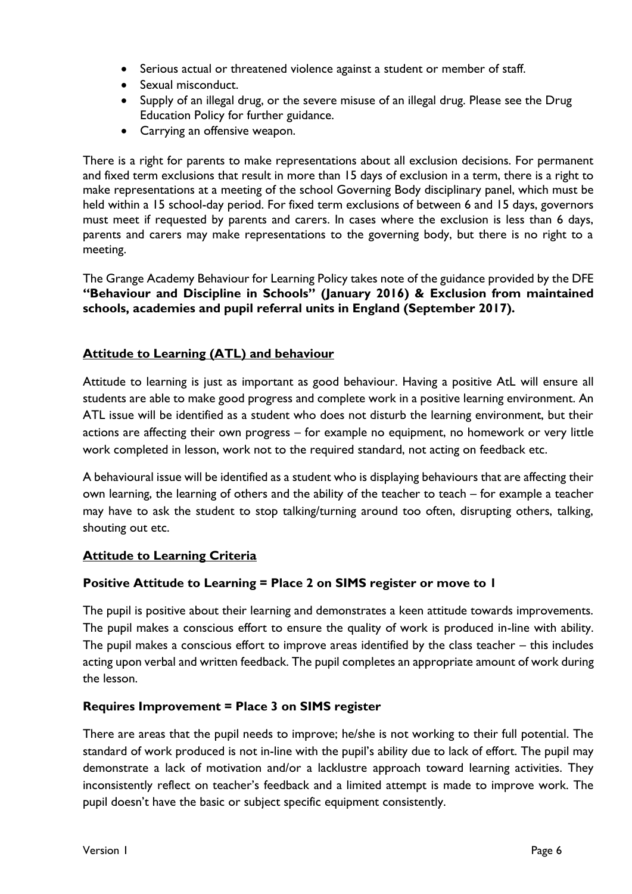- Serious actual or threatened violence against a student or member of staff.
- Sexual misconduct.
- Supply of an illegal drug, or the severe misuse of an illegal drug. Please see the Drug Education Policy for further guidance.
- Carrying an offensive weapon.

There is a right for parents to make representations about all exclusion decisions. For permanent and fixed term exclusions that result in more than 15 days of exclusion in a term, there is a right to make representations at a meeting of the school Governing Body disciplinary panel, which must be held within a 15 school-day period. For fixed term exclusions of between 6 and 15 days, governors must meet if requested by parents and carers. In cases where the exclusion is less than 6 days, parents and carers may make representations to the governing body, but there is no right to a meeting.

The Grange Academy Behaviour for Learning Policy takes note of the guidance provided by the DFE **"Behaviour and Discipline in Schools" (January 2016) & Exclusion from maintained schools, academies and pupil referral units in England (September 2017).**

## Attitude to Learning (ATL) and behaviour

Attitude to learning is just as important as good behaviour. Having a positive AtL will ensure all students are able to make good progress and complete work in a positive learning environment. An ATL issue will be identified as a student who does not disturb the learning environment, but their actions are affecting their own progress – for example no equipment, no homework or very little work completed in lesson, work not to the required standard, not acting on feedback etc.

A behavioural issue will be identified as a student who is displaying behaviours that are affecting their own learning, the learning of others and the ability of the teacher to teach – for example a teacher may have to ask the student to stop talking/turning around too often, disrupting others, talking, shouting out etc.

## Attitude to Learning Criteria

### Positive Attitude to Learning = Place 2 on SIMS register or move to 1

The pupil is positive about their learning and demonstrates a keen attitude towards improvements. The pupil makes a conscious effort to ensure the quality of work is produced in-line with ability. The pupil makes a conscious effort to improve areas identified by the class teacher – this includes acting upon verbal and written feedback. The pupil completes an appropriate amount of work during the lesson.

### Requires Improvement = Place 3 on SIMS register

There are areas that the pupil needs to improve; he/she is not working to their full potential. The standard of work produced is not in-line with the pupil's ability due to lack of effort. The pupil may demonstrate a lack of motivation and/or a lacklustre approach toward learning activities. They inconsistently reflect on teacher's feedback and a limited attempt is made to improve work. The pupil doesn't have the basic or subject specific equipment consistently.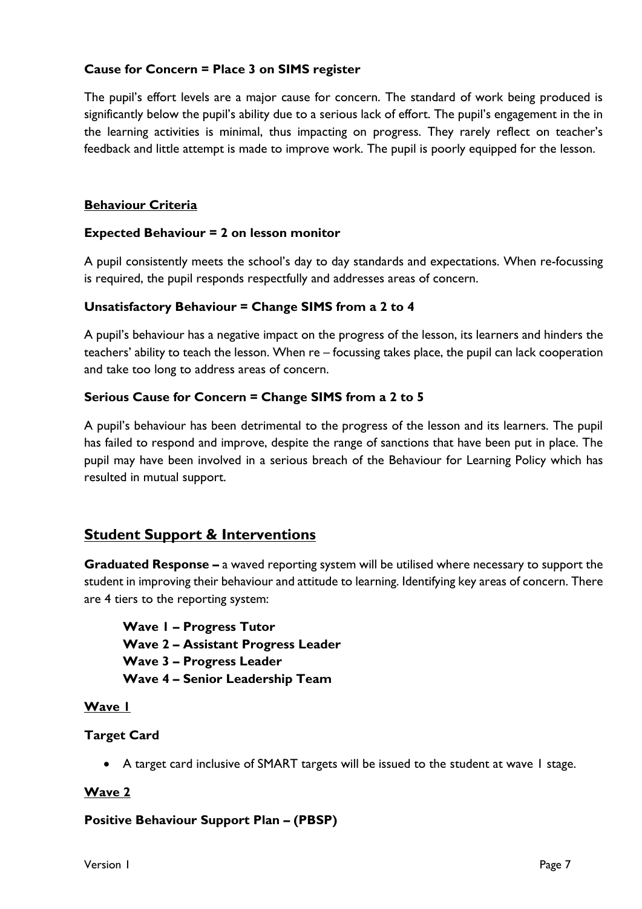**Cause for Concern = Place 3 on SIMS register**

The pupil's effort levels are a major cause for concern. The standard of work being produced is significantly below the pupil's ability due to a serious lack of effort. The pupil's engagement in the in the learning activities is minimal, thus impacting on progress. They rarely reflect on teacher's feedback and little attempt is made to improve work. The pupil is poorly equipped for the lesson.

**Behaviour Criteria**

**Expected Behaviour = 2 on lesson monitor**

A pupil consistently meets the school's day to day standards and expectations. When re-focussing is required, the pupil responds respectfully and addresses areas of concern.

**Unsatisfactory Behaviour = Change SIMS from a 2 to 4**

A pupil's behaviour has a negative impact on the progress of the lesson, its learners and hinders the teachers' ability to teach the lesson. When re – focussing takes place, the pupil can lack cooperation and take too long to address areas of concern.

**Serious Cause for Concern = Change SIMS from a 2 to 5**

A pupil's behaviour has been detrimental to the progress of the lesson and its learners. The pupil has failed to respond and improve, despite the range of sanctions that have been put in place. The pupil may have been involved in a serious breach of the Behaviour for Learning Policy which has resulted in mutual support.

## Student Support & Interventions

**Graduated Response –** a waved reporting system will be utilised where necessary to support the student in improving their behaviour and attitude to learning. Identifying key areas of concern. There are 4 tiers to the reporting system:

**Wave 1 – Progress Tutor**
**Wave 2 – Assistant Progress Leader**
**Wave 3 – Progress Leader**
**Wave 4 – Senior Leadership Team**

**Wave 1**

**Target Card**

- A target card inclusive of SMART targets will be issued to the student at wave 1 stage.

**Wave 2**

**Positive Behaviour Support Plan – (PBSP)**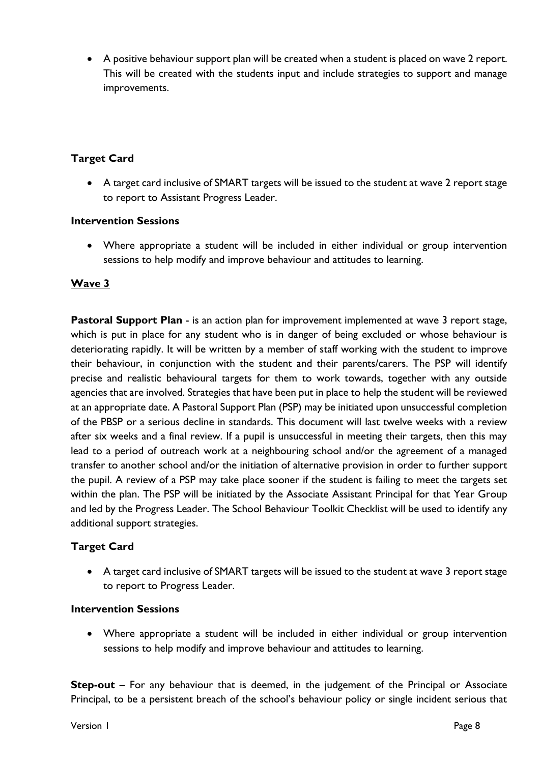- A positive behaviour support plan will be created when a student is placed on wave 2 report. This will be created with the students input and include strategies to support and manage improvements.

**Target Card**

- A target card inclusive of SMART targets will be issued to the student at wave 2 report stage to report to Assistant Progress Leader.

**Intervention Sessions**

- Where appropriate a student will be included in either individual or group intervention sessions to help modify and improve behaviour and attitudes to learning.

**<u>Wave 3</u>**

**Pastoral Support Plan** - is an action plan for improvement implemented at wave 3 report stage, which is put in place for any student who is in danger of being excluded or whose behaviour is deteriorating rapidly. It will be written by a member of staff working with the student to improve their behaviour, in conjunction with the student and their parents/carers. The PSP will identify precise and realistic behavioural targets for them to work towards, together with any outside agencies that are involved. Strategies that have been put in place to help the student will be reviewed at an appropriate date. A Pastoral Support Plan (PSP) may be initiated upon unsuccessful completion of the PBSP or a serious decline in standards. This document will last twelve weeks with a review after six weeks and a final review. If a pupil is unsuccessful in meeting their targets, then this may lead to a period of outreach work at a neighbouring school and/or the agreement of a managed transfer to another school and/or the initiation of alternative provision in order to further support the pupil. A review of a PSP may take place sooner if the student is failing to meet the targets set within the plan. The PSP will be initiated by the Associate Assistant Principal for that Year Group and led by the Progress Leader. The School Behaviour Toolkit Checklist will be used to identify any additional support strategies.

**Target Card**

- A target card inclusive of SMART targets will be issued to the student at wave 3 report stage to report to Progress Leader.

**Intervention Sessions**

- Where appropriate a student will be included in either individual or group intervention sessions to help modify and improve behaviour and attitudes to learning.

**Step-out** – For any behaviour that is deemed, in the judgement of the Principal or Associate Principal, to be a persistent breach of the school's behaviour policy or single incident serious that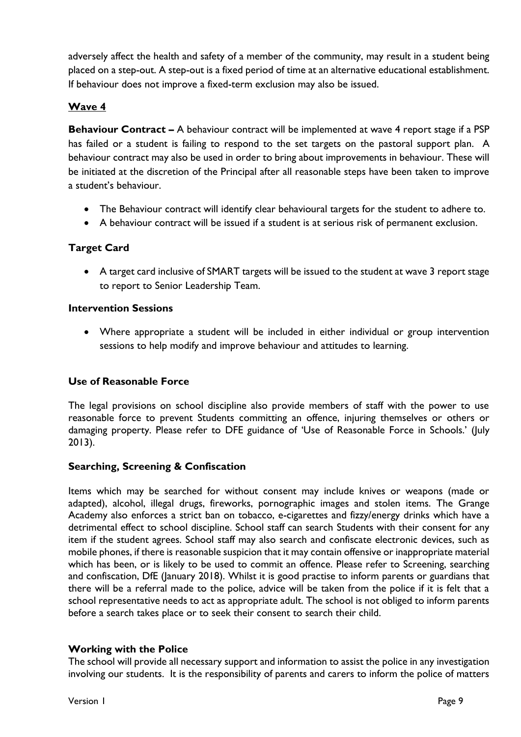adversely affect the health and safety of a member of the community, may result in a student being placed on a step-out. A step-out is a fixed period of time at an alternative educational establishment. If behaviour does not improve a fixed-term exclusion may also be issued.

## Wave 4

**Behaviour Contract –** A behaviour contract will be implemented at wave 4 report stage if a PSP has failed or a student is failing to respond to the set targets on the pastoral support plan. A behaviour contract may also be used in order to bring about improvements in behaviour. These will be initiated at the discretion of the Principal after all reasonable steps have been taken to improve a student's behaviour.

- The Behaviour contract will identify clear behavioural targets for the student to adhere to.
- A behaviour contract will be issued if a student is at serious risk of permanent exclusion.

### Target Card

- A target card inclusive of SMART targets will be issued to the student at wave 3 report stage to report to Senior Leadership Team.

### Intervention Sessions

- Where appropriate a student will be included in either individual or group intervention sessions to help modify and improve behaviour and attitudes to learning.

### Use of Reasonable Force

The legal provisions on school discipline also provide members of staff with the power to use reasonable force to prevent Students committing an offence, injuring themselves or others or damaging property. Please refer to DFE guidance of 'Use of Reasonable Force in Schools.' (July 2013).

### Searching, Screening & Confiscation

Items which may be searched for without consent may include knives or weapons (made or adapted), alcohol, illegal drugs, fireworks, pornographic images and stolen items. The Grange Academy also enforces a strict ban on tobacco, e-cigarettes and fizzy/energy drinks which have a detrimental effect to school discipline. School staff can search Students with their consent for any item if the student agrees. School staff may also search and confiscate electronic devices, such as mobile phones, if there is reasonable suspicion that it may contain offensive or inappropriate material which has been, or is likely to be used to commit an offence. Please refer to Screening, searching and confiscation, DfE (January 2018). Whilst it is good practise to inform parents or guardians that there will be a referral made to the police, advice will be taken from the police if it is felt that a school representative needs to act as appropriate adult. The school is not obliged to inform parents before a search takes place or to seek their consent to search their child.

### Working with the Police

The school will provide all necessary support and information to assist the police in any investigation involving our students. It is the responsibility of parents and carers to inform the police of matters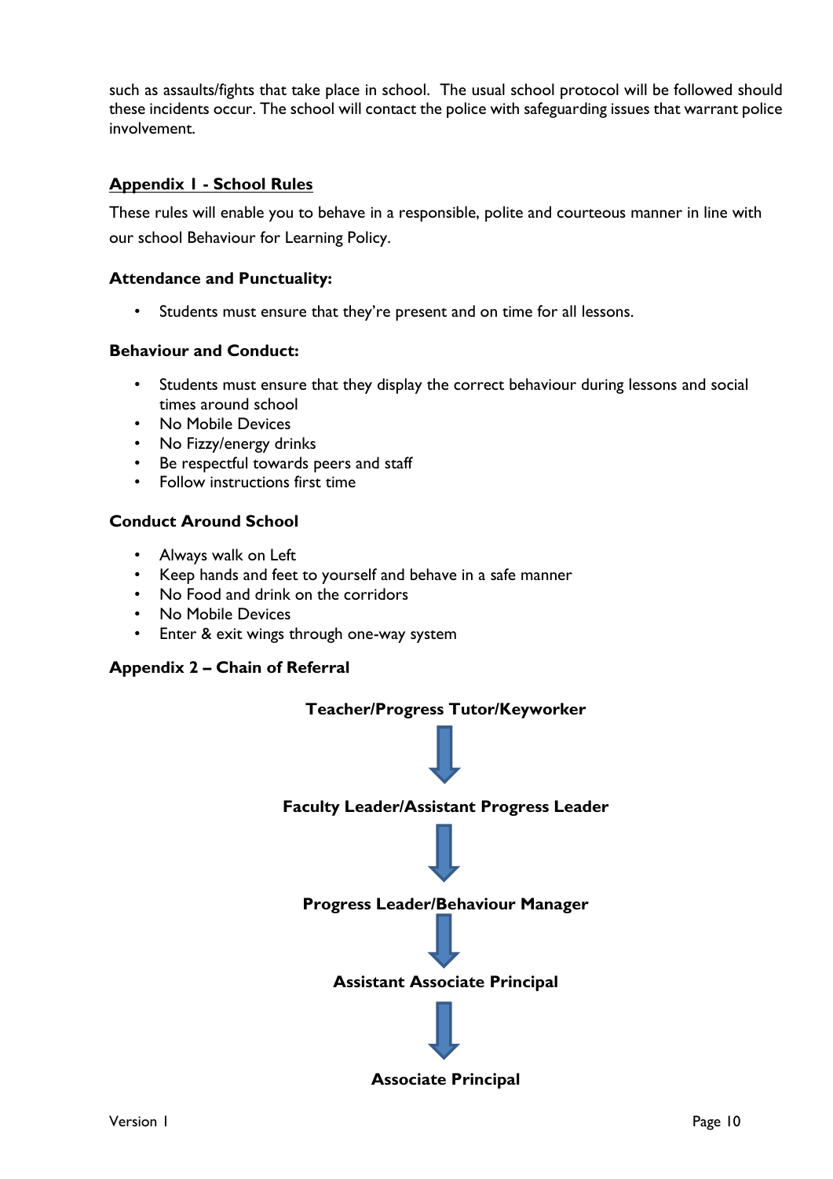such as assaults/fights that take place in school. The usual school protocol will be followed should these incidents occur. The school will contact the police with safeguarding issues that warrant police involvement.

## Appendix 1 - School Rules

These rules will enable you to behave in a responsible, polite and courteous manner in line with our school Behaviour for Learning Policy.

### Attendance and Punctuality:

- Students must ensure that they're present and on time for all lessons.

### Behaviour and Conduct:

- Students must ensure that they display the correct behaviour during lessons and social times around school
- No Mobile Devices
- No Fizzy/energy drinks
- Be respectful towards peers and staff
- Follow instructions first time

### Conduct Around School

- Always walk on Left
- Keep hands and feet to yourself and behave in a safe manner
- No Food and drink on the corridors
- No Mobile Devices
- Enter & exit wings through one-way system

## Appendix 2 – Chain of Referral

**Teacher/Progress Tutor/Keyworker**

↓

**Faculty Leader/Assistant Progress Leader**

↓

**Progress Leader/Behaviour Manager**

↓

**Assistant Associate Principal**

↓

**Associate Principal**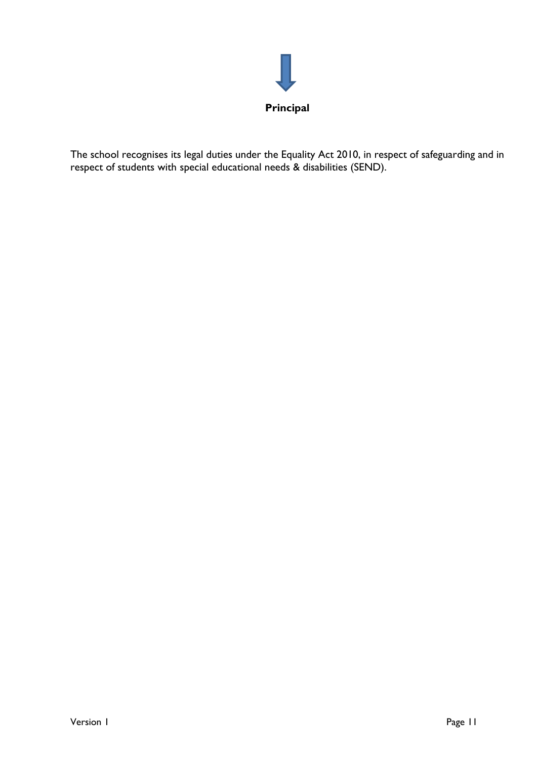**Principal**

The school recognises its legal duties under the Equality Act 2010, in respect of safeguarding and in respect of students with special educational needs & disabilities (SEND).